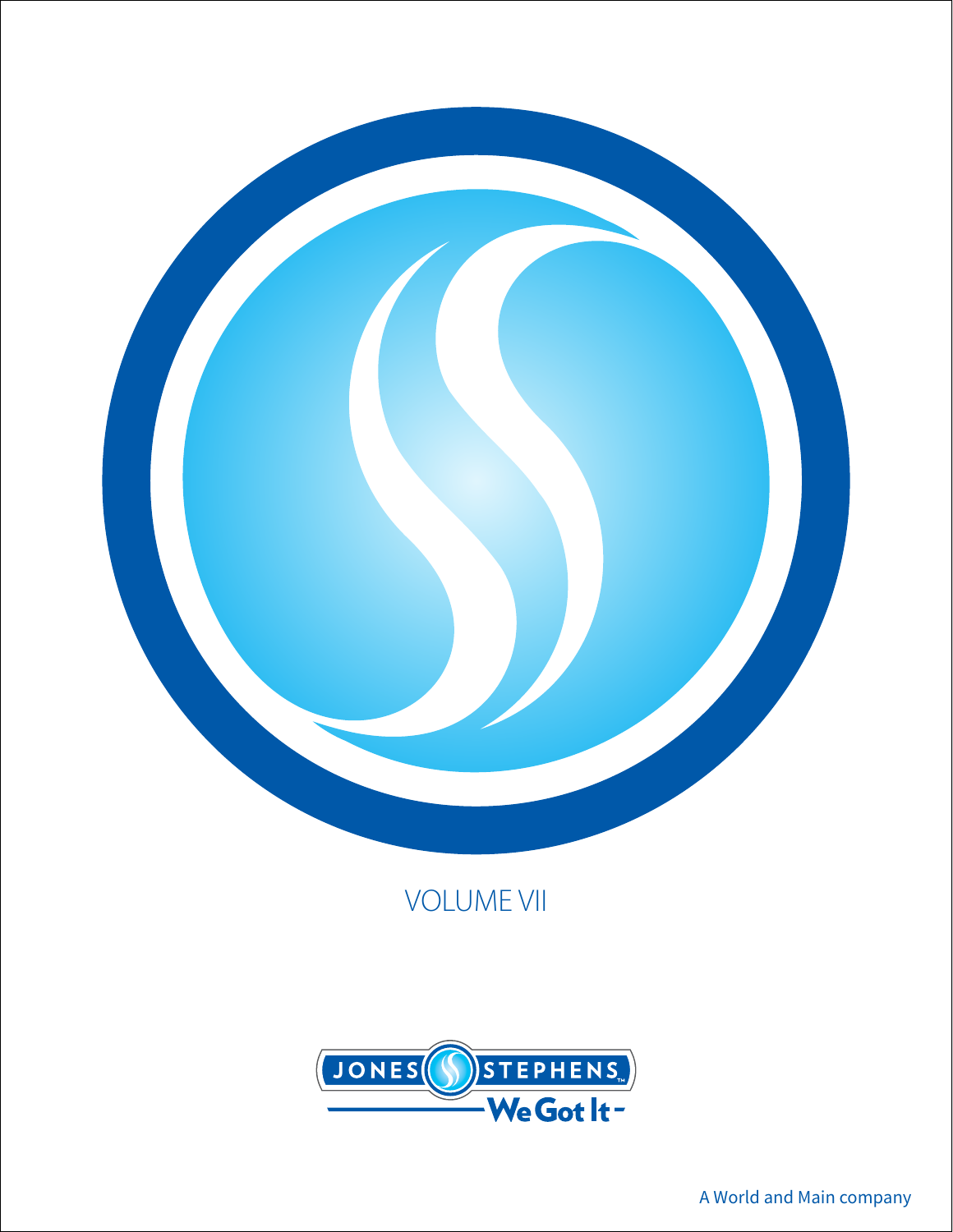VOLUME VII

JONES STEPHENS™

We Got It

A World and Main company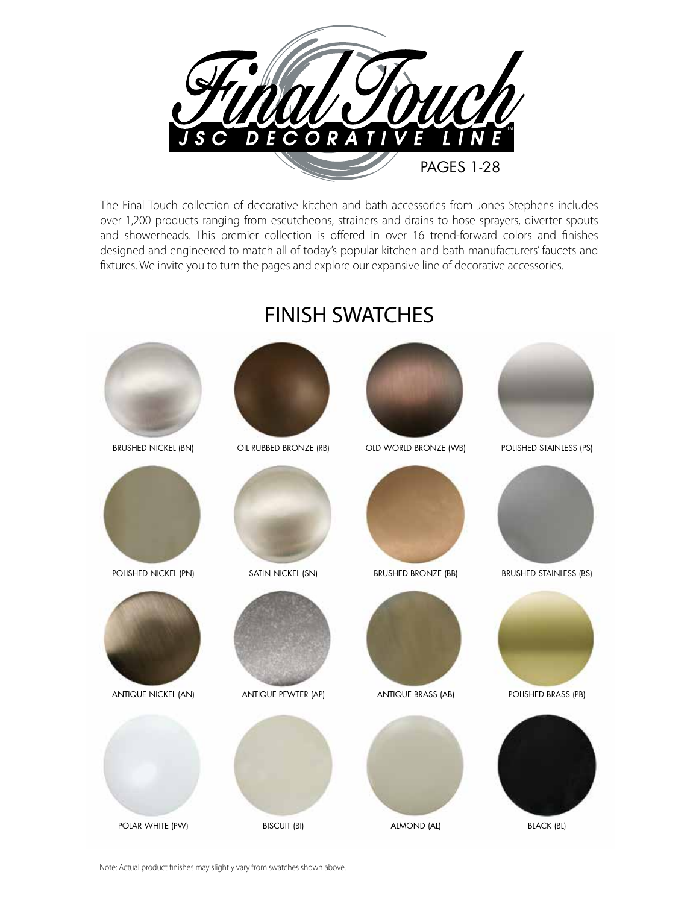# Final Touch

**JSC DECORATIVE LINE™**

PAGES 1-28

The Final Touch collection of decorative kitchen and bath accessories from Jones Stephens includes over 1,200 products ranging from escutcheons, strainers and drains to hose sprayers, diverter spouts and showerheads. This premier collection is offered in over 16 trend-forward colors and finishes designed and engineered to match all of today's popular kitchen and bath manufacturers' faucets and fixtures. We invite you to turn the pages and explore our expansive line of decorative accessories.

## FINISH SWATCHES

| | | | |
|---|---|---|---|
| BRUSHED NICKEL (BN) | OIL RUBBED BRONZE (RB) | OLD WORLD BRONZE (WB) | POLISHED STAINLESS (PS) |
| POLISHED NICKEL (PN) | SATIN NICKEL (SN) | BRUSHED BRONZE (BB) | BRUSHED STAINLESS (BS) |
| ANTIQUE NICKEL (AN) | ANTIQUE PEWTER (AP) | ANTIQUE BRASS (AB) | POLISHED BRASS (PB) |
| POLAR WHITE (PW) | BISCUIT (BI) | ALMOND (AL) | BLACK (BL) |

Note: Actual product finishes may slightly vary from swatches shown above.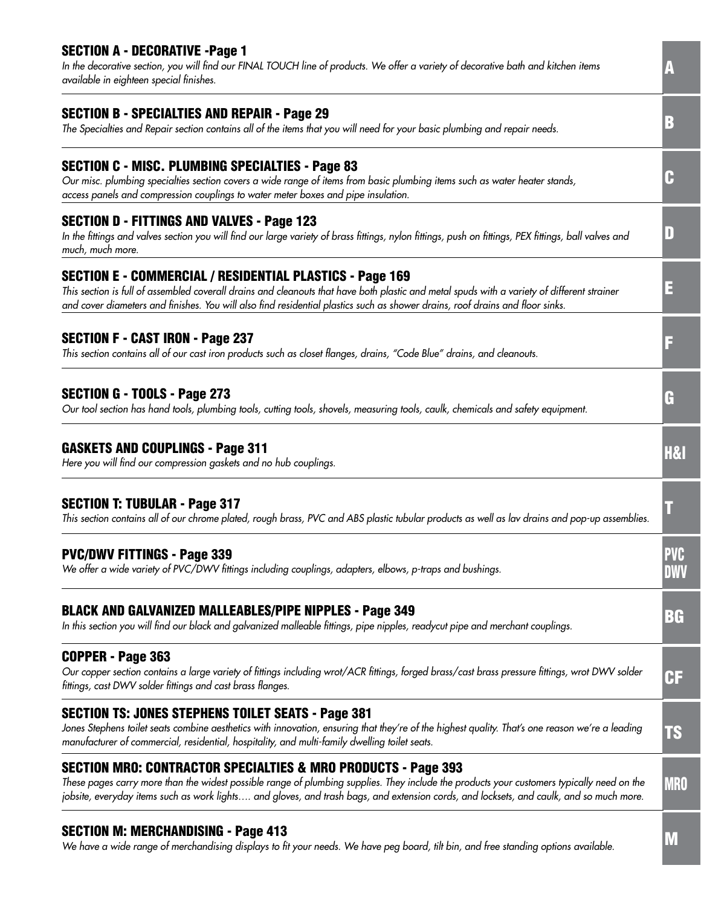## SECTION A - DECORATIVE -Page 1

*In the decorative section, you will find our FINAL TOUCH line of products. We offer a variety of decorative bath and kitchen items available in eighteen special finishes.*

A

## SECTION B - SPECIALTIES AND REPAIR - Page 29

*The Specialties and Repair section contains all of the items that you will need for your basic plumbing and repair needs.*

B

## SECTION C - MISC. PLUMBING SPECIALTIES - Page 83

*Our misc. plumbing specialties section covers a wide range of items from basic plumbing items such as water heater stands, access panels and compression couplings to water meter boxes and pipe insulation.*

C

## SECTION D - FITTINGS AND VALVES - Page 123

*In the fittings and valves section you will find our large variety of brass fittings, nylon fittings, push on fittings, PEX fittings, ball valves and much, much more.*

D

## SECTION E - COMMERCIAL / RESIDENTIAL PLASTICS - Page 169

*This section is full of assembled coverall drains and cleanouts that have both plastic and metal spuds with a variety of different strainer and cover diameters and finishes. You will also find residential plastics such as shower drains, roof drains and floor sinks.*

E

## SECTION F - CAST IRON - Page 237

*This section contains all of our cast iron products such as closet flanges, drains, "Code Blue" drains, and cleanouts.*

F

## SECTION G - TOOLS - Page 273

*Our tool section has hand tools, plumbing tools, cutting tools, shovels, measuring tools, caulk, chemicals and safety equipment.*

G

## GASKETS AND COUPLINGS - Page 311

*Here you will find our compression gaskets and no hub couplings.*

H&I

## SECTION T: TUBULAR - Page 317

*This section contains all of our chrome plated, rough brass, PVC and ABS plastic tubular products as well as lav drains and pop-up assemblies.*

T

## PVC/DWV FITTINGS - Page 339

*We offer a wide variety of PVC/DWV fittings including couplings, adapters, elbows, p-traps and bushings.*

PVC DWV

## BLACK AND GALVANIZED MALLEABLES/PIPE NIPPLES - Page 349

*In this section you will find our black and galvanized malleable fittings, pipe nipples, readycut pipe and merchant couplings.*

BG

## COPPER - Page 363

*Our copper section contains a large variety of fittings including wrot/ACR fittings, forged brass/cast brass pressure fittings, wrot DWV solder fittings, cast DWV solder fittings and cast brass flanges.*

CF

## SECTION TS: JONES STEPHENS TOILET SEATS - Page 381

*Jones Stephens toilet seats combine aesthetics with innovation, ensuring that they're of the highest quality. That's one reason we're a leading manufacturer of commercial, residential, hospitality, and multi-family dwelling toilet seats.*

TS

## SECTION MRO: CONTRACTOR SPECIALTIES & MRO PRODUCTS - Page 393

*These pages carry more than the widest possible range of plumbing supplies. They include the products your customers typically need on the jobsite, everyday items such as work lights…. and gloves, and trash bags, and extension cords, and locksets, and caulk, and so much more.*

MRO

## SECTION M: MERCHANDISING - Page 413

*We have a wide range of merchandising displays to fit your needs. We have peg board, tilt bin, and free standing options available.*

M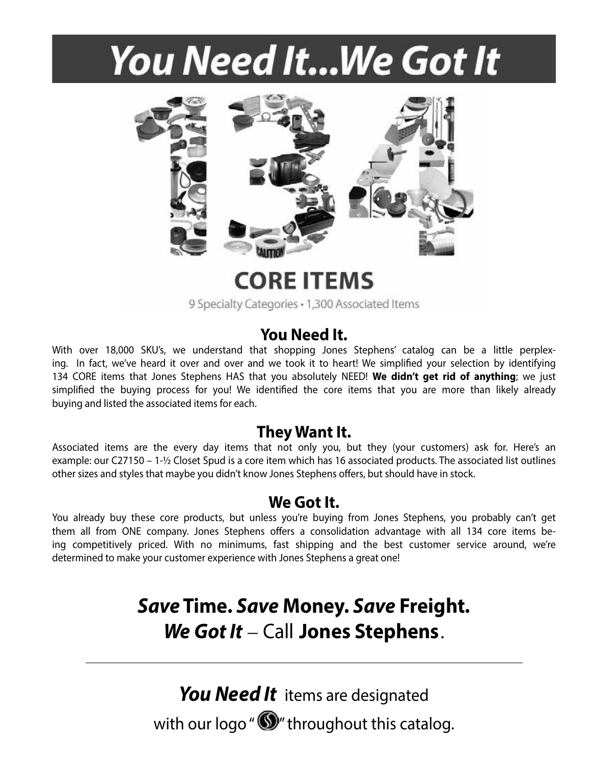# You Need It...We Got It

134

## CORE ITEMS

9 Specialty Categories • 1,300 Associated Items

### You Need It.

With over 18,000 SKU's, we understand that shopping Jones Stephens' catalog can be a little perplexing. In fact, we've heard it over and over and we took it to heart! We simplified your selection by identifying 134 CORE items that Jones Stephens HAS that you absolutely NEED! **We didn't get rid of anything**; we just simplified the buying process for you! We identified the core items that you are more than likely already buying and listed the associated items for each.

### They Want It.

Associated items are the every day items that not only you, but they (your customers) ask for. Here's an example: our C27150 – 1-½ Closet Spud is a core item which has 16 associated products. The associated list outlines other sizes and styles that maybe you didn't know Jones Stephens offers, but should have in stock.

### We Got It.

You already buy these core products, but unless you're buying from Jones Stephens, you probably can't get them all from ONE company. Jones Stephens offers a consolidation advantage with all 134 core items being competitively priced. With no minimums, fast shipping and the best customer service around, we're determined to make your customer experience with Jones Stephens a great one!

## ***Save*** **Time.** ***Save*** **Money.** ***Save*** **Freight.**
## ***We Got It*** – Call **Jones Stephens**.

---

***You Need It*** items are designated with our logo "Ⓢ" throughout this catalog.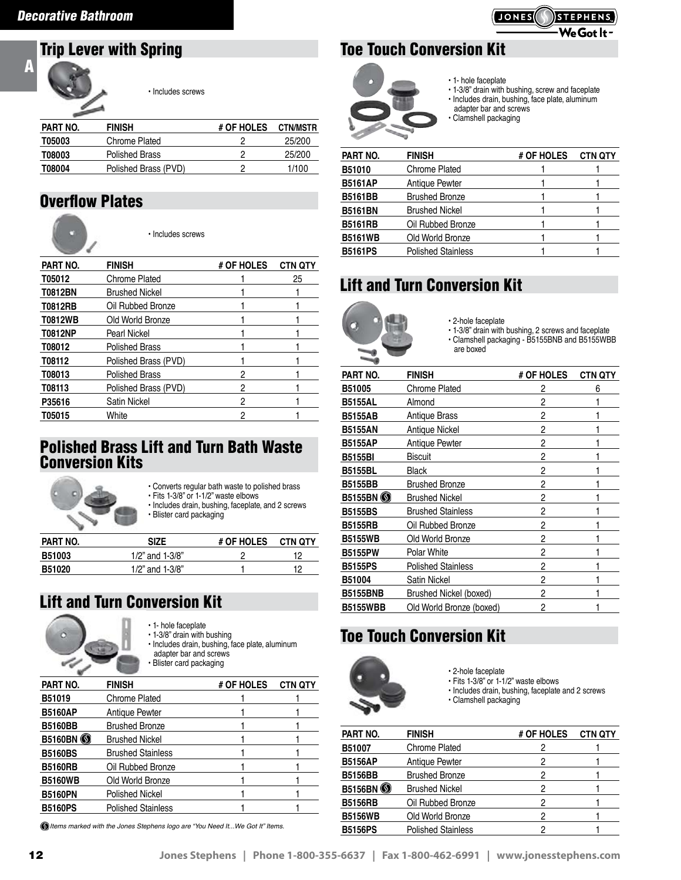## Trip Lever with Spring

- Includes screws

| PART NO. | FINISH | # OF HOLES | CTN/MSTR |
|---|---|---|---|
| T05003 | Chrome Plated | 2 | 25/200 |
| T08003 | Polished Brass | 2 | 25/200 |
| T08004 | Polished Brass (PVD) | 2 | 1/100 |

## Overflow Plates

- Includes screws

| PART NO. | FINISH | # OF HOLES | CTN QTY |
|---|---|---|---|
| T05012 | Chrome Plated | 1 | 25 |
| T0812BN | Brushed Nickel | 1 | 1 |
| T0812RB | Oil Rubbed Bronze | 1 | 1 |
| T0812WB | Old World Bronze | 1 | 1 |
| T0812NP | Pearl Nickel | 1 | 1 |
| T08012 | Polished Brass | 1 | 1 |
| T08112 | Polished Brass (PVD) | 1 | 1 |
| T08013 | Polished Brass | 2 | 1 |
| T08113 | Polished Brass (PVD) | 2 | 1 |
| P35616 | Satin Nickel | 2 | 1 |
| T05015 | White | 2 | 1 |

## Polished Brass Lift and Turn Bath Waste Conversion Kits

- Converts regular bath waste to polished brass
- Fits 1-3/8" or 1-1/2" waste elbows
- Includes drain, bushing, faceplate, and 2 screws
- Blister card packaging

| PART NO. | SIZE | # OF HOLES | CTN QTY |
|---|---|---|---|
| B51003 | 1/2" and 1-3/8" | 2 | 12 |
| B51020 | 1/2" and 1-3/8" | 1 | 12 |

## Lift and Turn Conversion Kit

- 1- hole faceplate
- 1-3/8" drain with bushing
- Includes drain, bushing, face plate, aluminum adapter bar and screws
- Blister card packaging

| PART NO. | FINISH | # OF HOLES | CTN QTY |
|---|---|---|---|
| B51019 | Chrome Plated | 1 | 1 |
| B5160AP | Antique Pewter | 1 | 1 |
| B5160BB | Brushed Bronze | 1 | 1 |
| B5160BN | Brushed Nickel | 1 | 1 |
| B5160BS | Brushed Stainless | 1 | 1 |
| B5160RB | Oil Rubbed Bronze | 1 | 1 |
| B5160WB | Old World Bronze | 1 | 1 |
| B5160PN | Polished Nickel | 1 | 1 |
| B5160PS | Polished Stainless | 1 | 1 |

*Items marked with the Jones Stephens logo are "You Need It...We Got It" Items.*

## Toe Touch Conversion Kit

- 1- hole faceplate
- 1-3/8" drain with bushing, screw and faceplate
- Includes drain, bushing, face plate, aluminum adapter bar and screws
- Clamshell packaging

| PART NO. | FINISH | # OF HOLES | CTN QTY |
|---|---|---|---|
| B51010 | Chrome Plated | 1 | 1 |
| B5161AP | Antique Pewter | 1 | 1 |
| B5161BB | Brushed Bronze | 1 | 1 |
| B5161BN | Brushed Nickel | 1 | 1 |
| B5161RB | Oil Rubbed Bronze | 1 | 1 |
| B5161WB | Old World Bronze | 1 | 1 |
| B5161PS | Polished Stainless | 1 | 1 |

## Lift and Turn Conversion Kit

- 2-hole faceplate
- 1-3/8" drain with bushing, 2 screws and faceplate
- Clamshell packaging - B5155BNB and B5155WBB are boxed

| PART NO. | FINISH | # OF HOLES | CTN QTY |
|---|---|---|---|
| B51005 | Chrome Plated | 2 | 6 |
| B5155AL | Almond | 2 | 1 |
| B5155AB | Antique Brass | 2 | 1 |
| B5155AN | Antique Nickel | 2 | 1 |
| B5155AP | Antique Pewter | 2 | 1 |
| B5155BI | Biscuit | 2 | 1 |
| B5155BL | Black | 2 | 1 |
| B5155BB | Brushed Bronze | 2 | 1 |
| B5155BN | Brushed Nickel | 2 | 1 |
| B5155BS | Brushed Stainless | 2 | 1 |
| B5155RB | Oil Rubbed Bronze | 2 | 1 |
| B5155WB | Old World Bronze | 2 | 1 |
| B5155PW | Polar White | 2 | 1 |
| B5155PS | Polished Stainless | 2 | 1 |
| B51004 | Satin Nickel | 2 | 1 |
| B5155BNB | Brushed Nickel (boxed) | 2 | 1 |
| B5155WBB | Old World Bronze (boxed) | 2 | 1 |

## Toe Touch Conversion Kit

- 2-hole faceplate
- Fits 1-3/8" or 1-1/2" waste elbows
- Includes drain, bushing, faceplate and 2 screws
- Clamshell packaging

| PART NO. | FINISH | # OF HOLES | CTN QTY |
|---|---|---|---|
| B51007 | Chrome Plated | 2 | 1 |
| B5156AP | Antique Pewter | 2 | 1 |
| B5156BB | Brushed Bronze | 2 | 1 |
| B5156BN | Brushed Nickel | 2 | 1 |
| B5156RB | Oil Rubbed Bronze | 2 | 1 |
| B5156WB | Old World Bronze | 2 | 1 |
| B5156PS | Polished Stainless | 2 | 1 |